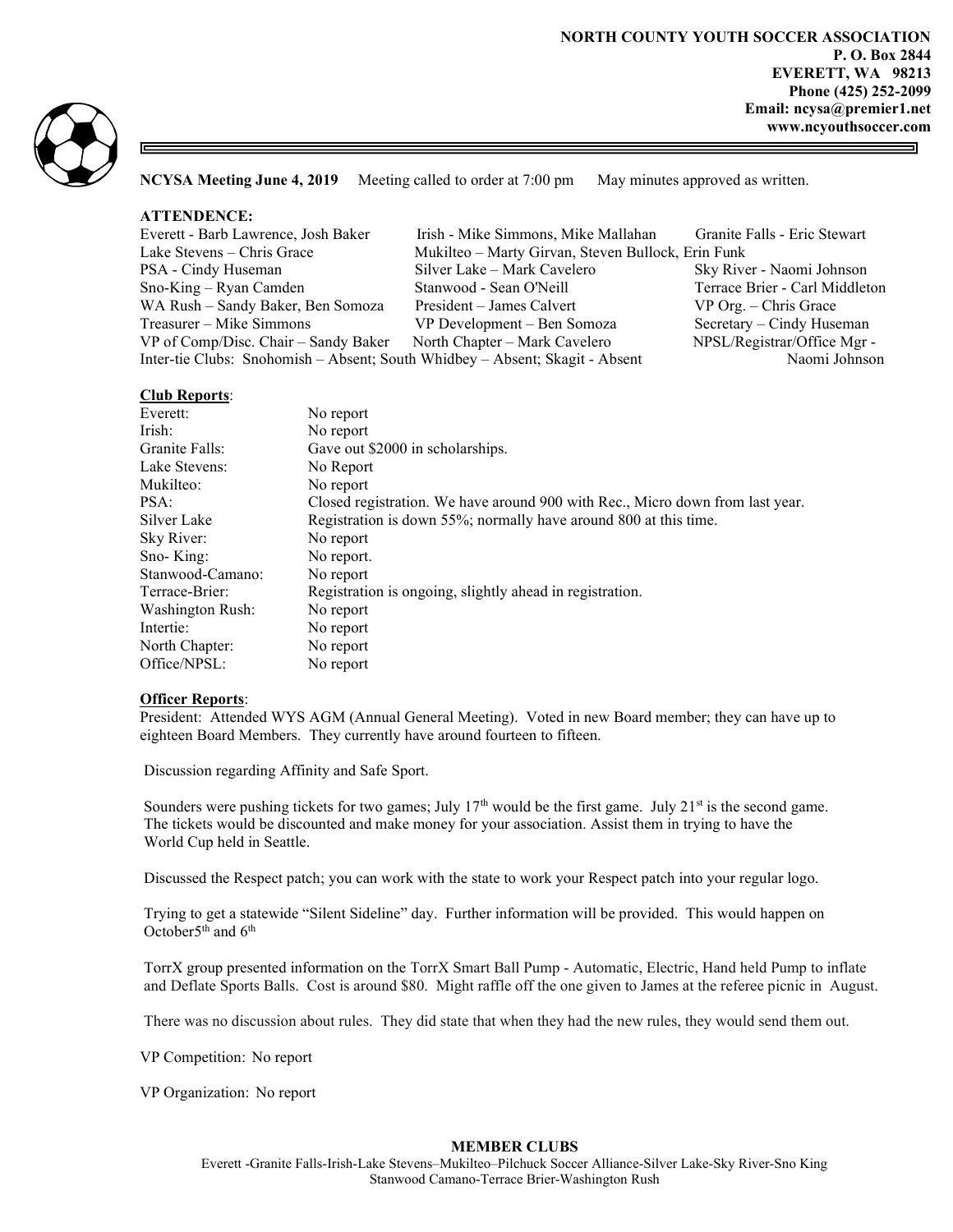**NORTH COUNTY YOUTH SOCCER ASSOCIATION**
**P. O. Box 2844**
**EVERETT, WA 98213**
**Phone (425) 252-2099**
**Email: ncysa@premier1.net**
**www.ncyouthsoccer.com**

**NCYSA Meeting June 4, 2019** Meeting called to order at 7:00 pm May minutes approved as written.

**ATTENDENCE:**

| | | |
|---|---|---|
| Everett - Barb Lawrence, Josh Baker | Irish - Mike Simmons, Mike Mallahan | Granite Falls - Eric Stewart |
| Lake Stevens – Chris Grace | Mukilteo – Marty Girvan, Steven Bullock, Erin Funk | |
| PSA - Cindy Huseman | Silver Lake – Mark Cavelero | Sky River - Naomi Johnson |
| Sno-King – Ryan Camden | Stanwood - Sean O'Neill | Terrace Brier - Carl Middleton |
| WA Rush – Sandy Baker, Ben Somoza | President – James Calvert | VP Org. – Chris Grace |
| Treasurer – Mike Simmons | VP Development – Ben Somoza | Secretary – Cindy Huseman |
| VP of Comp/Disc. Chair – Sandy Baker | North Chapter – Mark Cavelero | NPSL/Registrar/Office Mgr - Naomi Johnson |

Inter-tie Clubs: Snohomish – Absent; South Whidbey – Absent; Skagit - Absent

**Club Reports**:

| | |
|---|---|
| Everett: | No report |
| Irish: | No report |
| Granite Falls: | Gave out $2000 in scholarships. |
| Lake Stevens: | No Report |
| Mukilteo: | No report |
| PSA: | Closed registration. We have around 900 with Rec., Micro down from last year. |
| Silver Lake | Registration is down 55%; normally have around 800 at this time. |
| Sky River: | No report |
| Sno- King: | No report. |
| Stanwood-Camano: | No report |
| Terrace-Brier: | Registration is ongoing, slightly ahead in registration. |
| Washington Rush: | No report |
| Intertie: | No report |
| North Chapter: | No report |
| Office/NPSL: | No report |

**Officer Reports**:

President: Attended WYS AGM (Annual General Meeting). Voted in new Board member; they can have up to eighteen Board Members. They currently have around fourteen to fifteen.

Discussion regarding Affinity and Safe Sport.

Sounders were pushing tickets for two games; July 17th would be the first game. July 21st is the second game. The tickets would be discounted and make money for your association. Assist them in trying to have the World Cup held in Seattle.

Discussed the Respect patch; you can work with the state to work your Respect patch into your regular logo.

Trying to get a statewide "Silent Sideline" day. Further information will be provided. This would happen on October5th and 6th

TorrX group presented information on the TorrX Smart Ball Pump - Automatic, Electric, Hand held Pump to inflate and Deflate Sports Balls. Cost is around $80. Might raffle off the one given to James at the referee picnic in August.

There was no discussion about rules. They did state that when they had the new rules, they would send them out.

VP Competition: No report

VP Organization: No report

**MEMBER CLUBS**

Everett -Granite Falls-Irish-Lake Stevens–Mukilteo–Pilchuck Soccer Alliance-Silver Lake-Sky River-Sno King Stanwood Camano-Terrace Brier-Washington Rush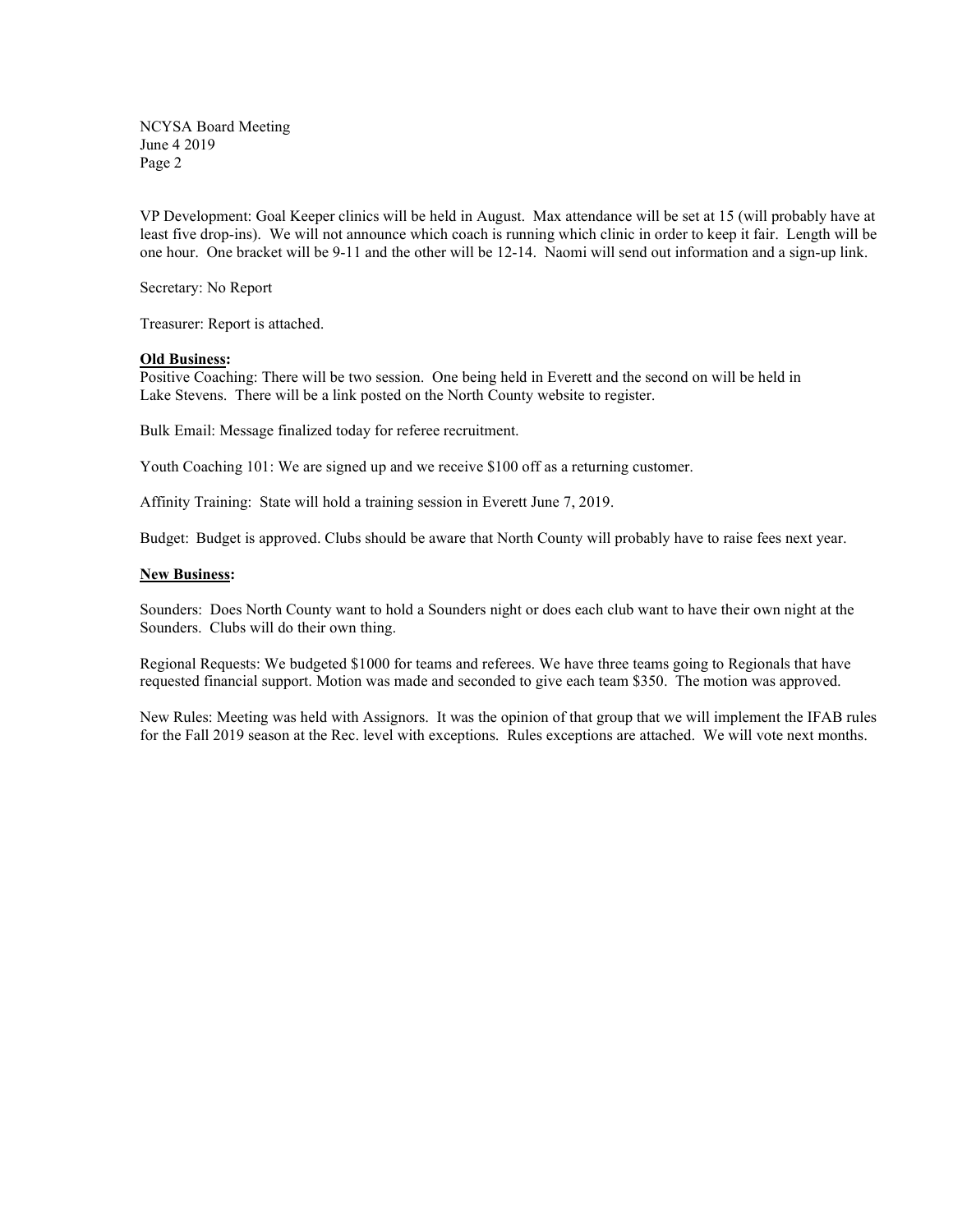VP Development: Goal Keeper clinics will be held in August. Max attendance will be set at 15 (will probably have at least five drop-ins). We will not announce which coach is running which clinic in order to keep it fair. Length will be one hour. One bracket will be 9-11 and the other will be 12-14. Naomi will send out information and a sign-up link.

Secretary: No Report

Treasurer: Report is attached.

**Old Business:**

Positive Coaching: There will be two session. One being held in Everett and the second on will be held in Lake Stevens. There will be a link posted on the North County website to register.

Bulk Email: Message finalized today for referee recruitment.

Youth Coaching 101: We are signed up and we receive $100 off as a returning customer.

Affinity Training: State will hold a training session in Everett June 7, 2019.

Budget: Budget is approved. Clubs should be aware that North County will probably have to raise fees next year.

**New Business:**

Sounders: Does North County want to hold a Sounders night or does each club want to have their own night at the Sounders. Clubs will do their own thing.

Regional Requests: We budgeted $1000 for teams and referees. We have three teams going to Regionals that have requested financial support. Motion was made and seconded to give each team $350. The motion was approved.

New Rules: Meeting was held with Assignors. It was the opinion of that group that we will implement the IFAB rules for the Fall 2019 season at the Rec. level with exceptions. Rules exceptions are attached. We will vote next months.